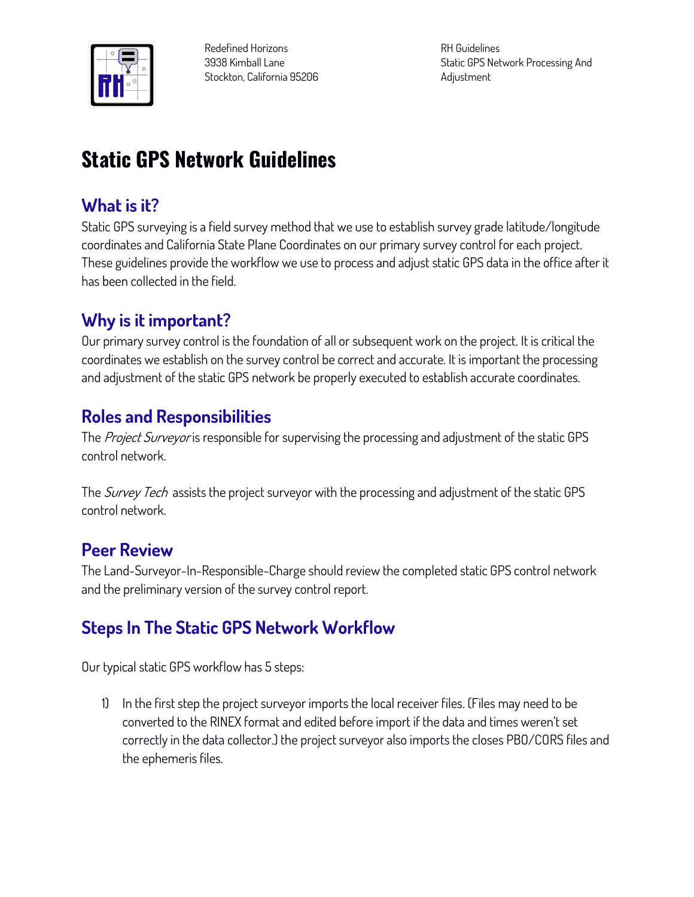Redefined Horizons
3938 Kimball Lane
Stockton, California 95206

RH Guidelines
Static GPS Network Processing And Adjustment

# Static GPS Network Guidelines

## What is it?

Static GPS surveying is a field survey method that we use to establish survey grade latitude/longitude coordinates and California State Plane Coordinates on our primary survey control for each project. These guidelines provide the workflow we use to process and adjust static GPS data in the office after it has been collected in the field.

## Why is it important?

Our primary survey control is the foundation of all or subsequent work on the project. It is critical the coordinates we establish on the survey control be correct and accurate. It is important the processing and adjustment of the static GPS network be properly executed to establish accurate coordinates.

## Roles and Responsibilities

The *Project Surveyor* is responsible for supervising the processing and adjustment of the static GPS control network.

The *Survey Tech* assists the project surveyor with the processing and adjustment of the static GPS control network.

## Peer Review

The Land-Surveyor-In-Responsible-Charge should review the completed static GPS control network and the preliminary version of the survey control report.

## Steps In The Static GPS Network Workflow

Our typical static GPS workflow has 5 steps:

1) In the first step the project surveyor imports the local receiver files. (Files may need to be converted to the RINEX format and edited before import if the data and times weren't set correctly in the data collector.) the project surveyor also imports the closes PBO/CORS files and the ephemeris files.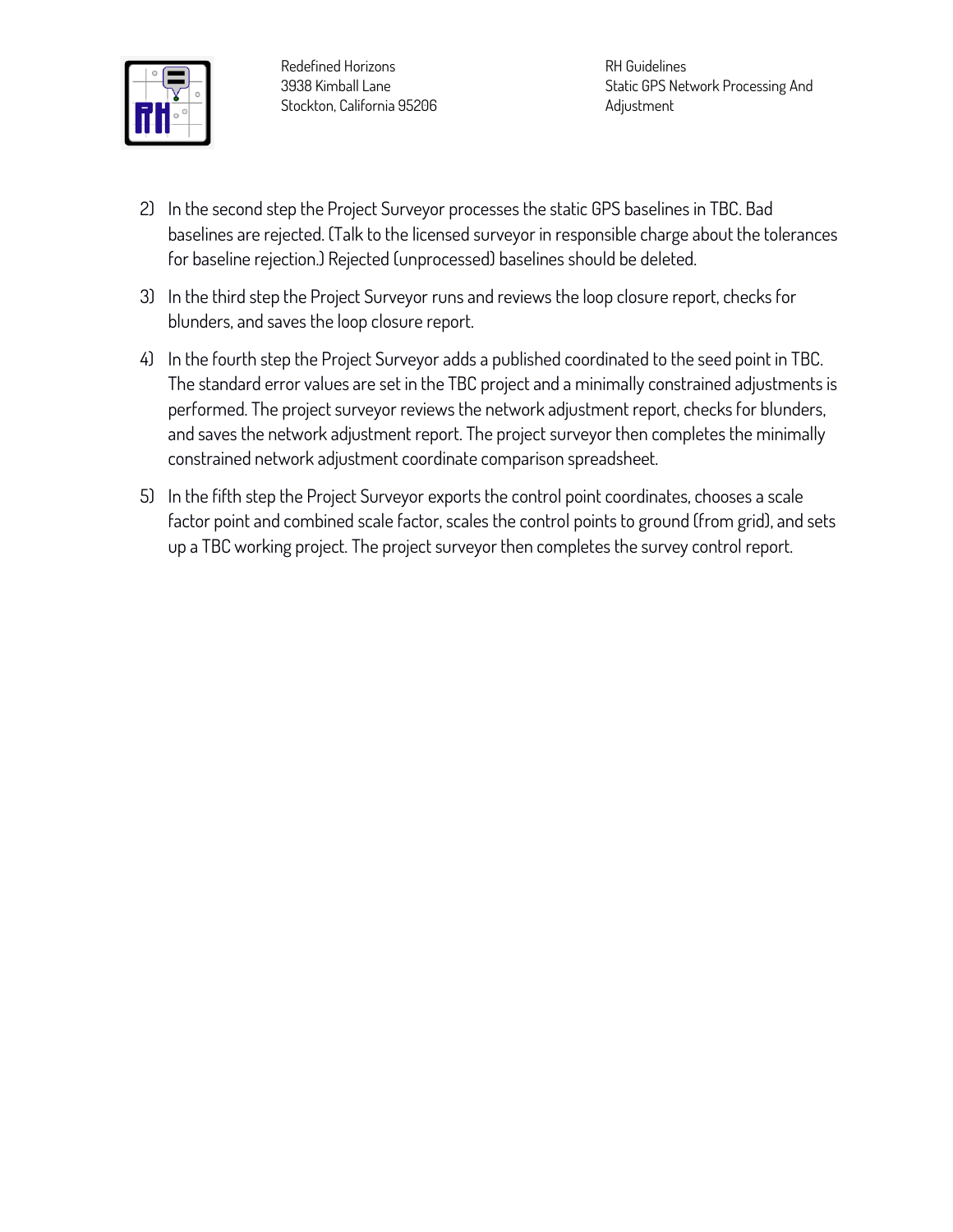2) In the second step the Project Surveyor processes the static GPS baselines in TBC. Bad baselines are rejected. (Talk to the licensed surveyor in responsible charge about the tolerances for baseline rejection.) Rejected (unprocessed) baselines should be deleted.

3) In the third step the Project Surveyor runs and reviews the loop closure report, checks for blunders, and saves the loop closure report.

4) In the fourth step the Project Surveyor adds a published coordinated to the seed point in TBC. The standard error values are set in the TBC project and a minimally constrained adjustments is performed. The project surveyor reviews the network adjustment report, checks for blunders, and saves the network adjustment report. The project surveyor then completes the minimally constrained network adjustment coordinate comparison spreadsheet.

5) In the fifth step the Project Surveyor exports the control point coordinates, chooses a scale factor point and combined scale factor, scales the control points to ground (from grid), and sets up a TBC working project. The project surveyor then completes the survey control report.